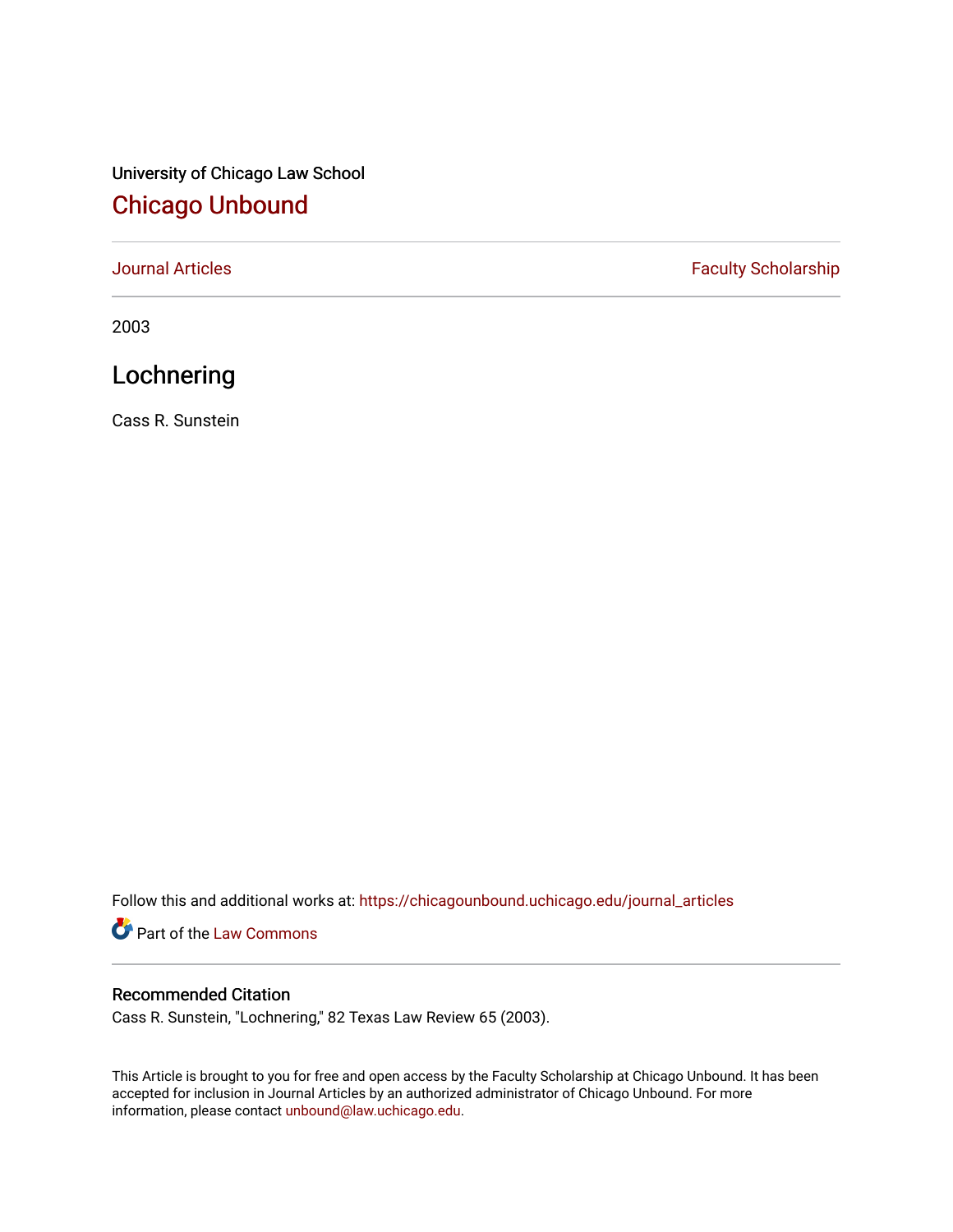University of Chicago Law School

# Chicago Unbound

Journal Articles | Faculty Scholarship

2003

## Lochnering

Cass R. Sunstein

Follow this and additional works at: https://chicagounbound.uchicago.edu/journal_articles

Part of the Law Commons

### Recommended Citation

Cass R. Sunstein, "Lochnering," 82 Texas Law Review 65 (2003).

This Article is brought to you for free and open access by the Faculty Scholarship at Chicago Unbound. It has been accepted for inclusion in Journal Articles by an authorized administrator of Chicago Unbound. For more information, please contact unbound@law.uchicago.edu.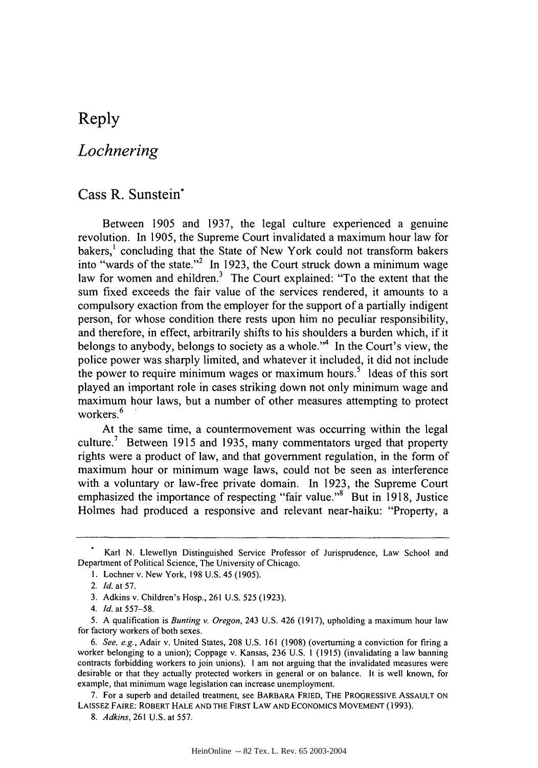# Reply

## *Lochnering*

### Cass R. Sunstein*

Between 1905 and 1937, the legal culture experienced a genuine revolution. In 1905, the Supreme Court invalidated a maximum hour law for bakers,[1] concluding that the State of New York could not transform bakers into "wards of the state."[2] In 1923, the Court struck down a minimum wage law for women and ehildren.[3] The Court explained: "To the extent that the sum fixed exceeds the fair value of the services rendered, it amounts to a compulsory exaction from the employer for the support of a partially indigent person, for whose condition there rests upon him no peculiar responsibility, and therefore, in effect, arbitrarily shifts to his shoulders a burden which, if it belongs to anybody, belongs to society as a whole."[4] In the Court's view, the police power was sharply limited, and whatever it included, it did not include the power to require minimum wages or maximum hours.[5] Ideas of this sort played an important role in cases striking down not only minimum wage and maximum hour laws, but a number of other measures attempting to protect workers.[6]

At the same time, a countermovement was occurring within the legal culture.[7] Between 1915 and 1935, many commentators urged that property rights were a product of law, and that government regulation, in the form of maximum hour or minimum wage laws, could not be seen as interference with a voluntary or law-free private domain. In 1923, the Supreme Court emphasized the importance of respecting "fair value."[8] But in 1918, Justice Holmes had produced a responsive and relevant near-haiku: "Property, a

---

\* Karl N. Llewellyn Distinguished Service Professor of Jurisprudence, Law School and Department of Political Science, The University of Chicago.

1. Lochner v. New York, 198 U.S. 45 (1905).

2. *Id.* at 57.

3. Adkins v. Children's Hosp., 261 U.S. 525 (1923).

4. *Id.* at 557–58.

5. A qualification is *Bunting v. Oregon*, 243 U.S. 426 (1917), upholding a maximum hour law for factory workers of both sexes.

6. *See, e.g.*, Adair v. United States, 208 U.S. 161 (1908) (overturning a conviction for firing a worker belonging to a union); Coppage v. Kansas, 236 U.S. 1 (1915) (invalidating a law banning contracts forbidding workers to join unions). I am not arguing that the invalidated measures were desirable or that they actually protected workers in general or on balance. It is well known, for example, that minimum wage legislation can increase unemployment.

7. For a superb and detailed treatment, see BARBARA FRIED, THE PROGRESSIVE ASSAULT ON LAISSEZ FAIRE: ROBERT HALE AND THE FIRST LAW AND ECONOMICS MOVEMENT (1993).

8. *Adkins*, 261 U.S. at 557.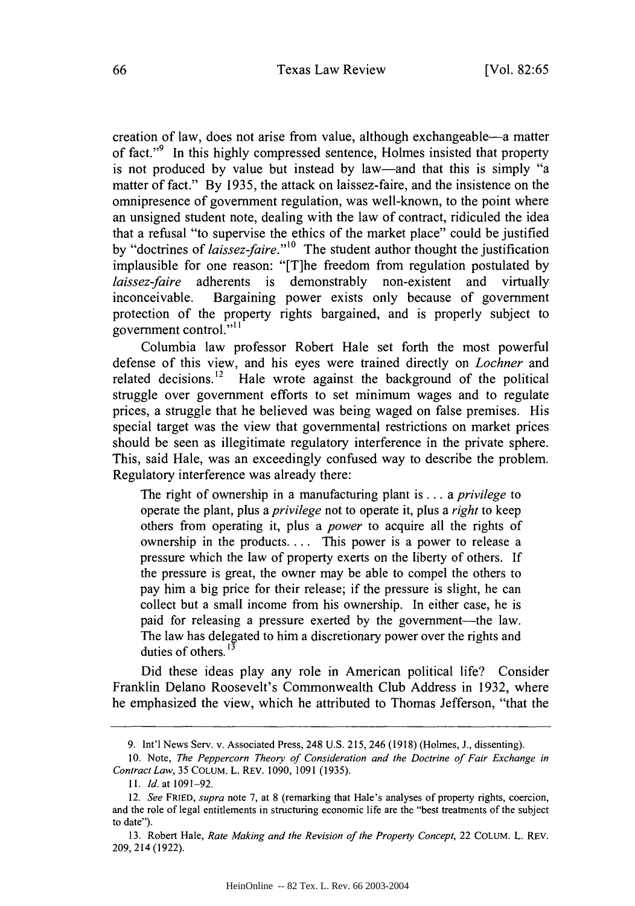creation of law, does not arise from value, although exchangeable—a matter of fact."[9] In this highly compressed sentence, Holmes insisted that property is not produced by value but instead by law—and that this is simply "a matter of fact." By 1935, the attack on laissez-faire, and the insistence on the omnipresence of government regulation, was well-known, to the point where an unsigned student note, dealing with the law of contract, ridiculed the idea that a refusal "to supervise the ethics of the market place" could be justified by "doctrines of *laissez-faire*."[10] The student author thought the justification implausible for one reason: "[T]he freedom from regulation postulated by *laissez-faire* adherents is demonstrably non-existent and virtually inconceivable. Bargaining power exists only because of government protection of the property rights bargained, and is properly subject to government control."[11]

Columbia law professor Robert Hale set forth the most powerful defense of this view, and his eyes were trained directly on *Lochner* and related decisions.[12] Hale wrote against the background of the political struggle over government efforts to set minimum wages and to regulate prices, a struggle that he believed was being waged on false premises. His special target was the view that governmental restrictions on market prices should be seen as illegitimate regulatory interference in the private sphere. This, said Hale, was an exceedingly confused way to describe the problem. Regulatory interference was already there:

> The right of ownership in a manufacturing plant is . . . a *privilege* to operate the plant, plus a *privilege* not to operate it, plus a *right* to keep others from operating it, plus a *power* to acquire all the rights of ownership in the products. . . . This power is a power to release a pressure which the law of property exerts on the liberty of others. If the pressure is great, the owner may be able to compel the others to pay him a big price for their release; if the pressure is slight, he can collect but a small income from his ownership. In either case, he is paid for releasing a pressure exerted by the government—the law. The law has delegated to him a discretionary power over the rights and duties of others.[13]

Did these ideas play any role in American political life? Consider Franklin Delano Roosevelt's Commonwealth Club Address in 1932, where he emphasized the view, which he attributed to Thomas Jefferson, "that the

---

9. Int'l News Serv. v. Associated Press, 248 U.S. 215, 246 (1918) (Holmes, J., dissenting).

10. Note, *The Peppercorn Theory of Consideration and the Doctrine of Fair Exchange in Contract Law*, 35 COLUM. L. REV. 1090, 1091 (1935).

11. *Id.* at 1091–92.

12. *See* FRIED, *supra* note 7, at 8 (remarking that Hale's analyses of property rights, coercion, and the role of legal entitlements in structuring economic life are the "best treatments of the subject to date").

13. Robert Hale, *Rate Making and the Revision of the Property Concept*, 22 COLUM. L. REV. 209, 214 (1922).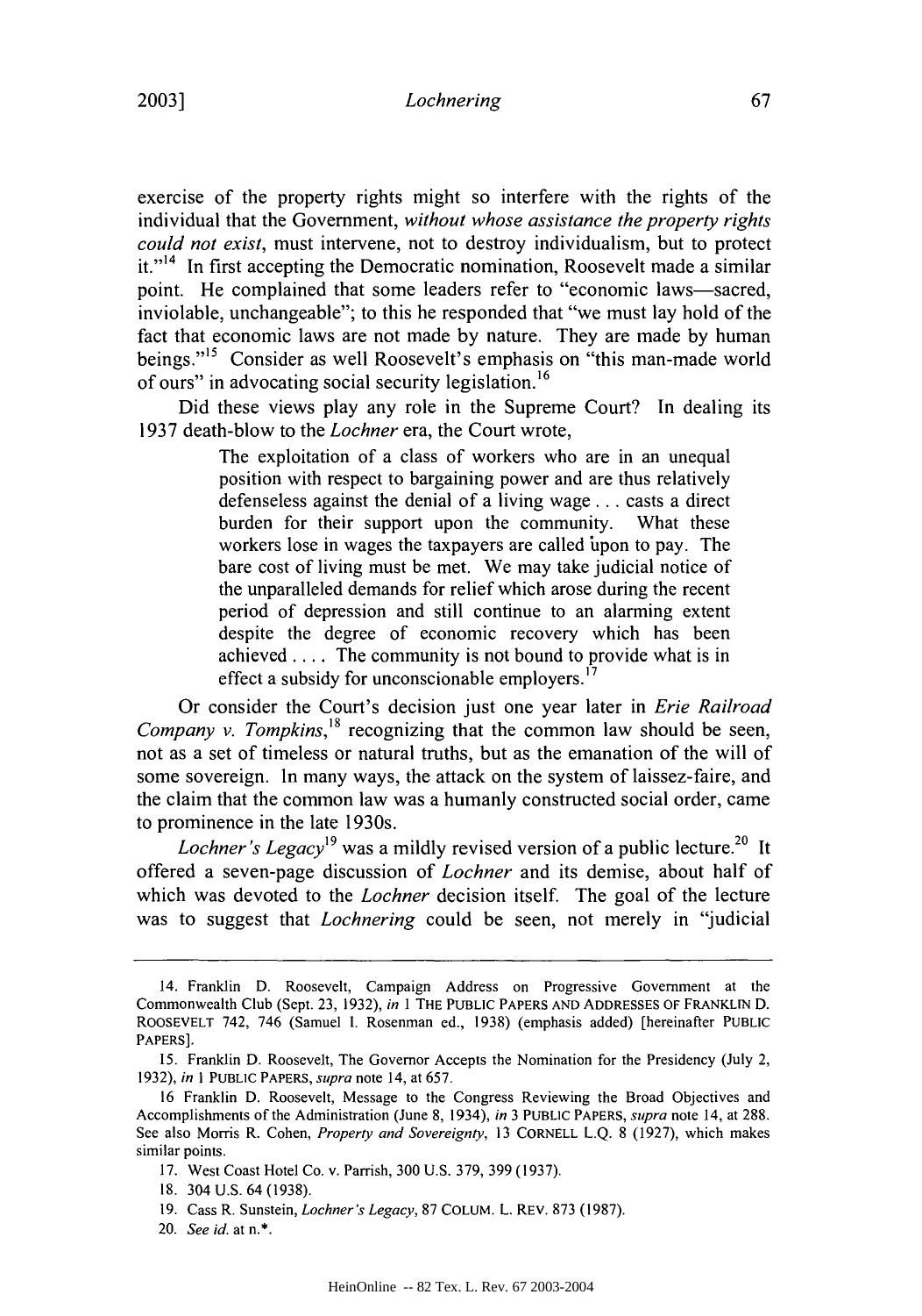exercise of the property rights might so interfere with the rights of the individual that the Government, *without whose assistance the property rights could not exist*, must intervene, not to destroy individualism, but to protect it."[14] In first accepting the Democratic nomination, Roosevelt made a similar point. He complained that some leaders refer to "economic laws—sacred, inviolable, unchangeable"; to this he responded that "we must lay hold of the fact that economic laws are not made by nature. They are made by human beings."[15] Consider as well Roosevelt's emphasis on "this man-made world of ours" in advocating social security legislation.[16]

Did these views play any role in the Supreme Court? In dealing its 1937 death-blow to the *Lochner* era, the Court wrote,

> The exploitation of a class of workers who are in an unequal position with respect to bargaining power and are thus relatively defenseless against the denial of a living wage . . . casts a direct burden for their support upon the community. What these workers lose in wages the taxpayers are called upon to pay. The bare cost of living must be met. We may take judicial notice of the unparalleled demands for relief which arose during the recent period of depression and still continue to an alarming extent despite the degree of economic recovery which has been achieved . . . . The community is not bound to provide what is in effect a subsidy for unconscionable employers.[17]

Or consider the Court's decision just one year later in *Erie Railroad Company v. Tompkins*,[18] recognizing that the common law should be seen, not as a set of timeless or natural truths, but as the emanation of the will of some sovereign. In many ways, the attack on the system of laissez-faire, and the claim that the common law was a humanly constructed social order, came to prominence in the late 1930s.

*Lochner's Legacy*[19] was a mildly revised version of a public lecture.[20] It offered a seven-page discussion of *Lochner* and its demise, about half of which was devoted to the *Lochner* decision itself. The goal of the lecture was to suggest that *Lochnering* could be seen, not merely in "judicial

---

14. Franklin D. Roosevelt, Campaign Address on Progressive Government at the Commonwealth Club (Sept. 23, 1932), *in* 1 THE PUBLIC PAPERS AND ADDRESSES OF FRANKLIN D. ROOSEVELT 742, 746 (Samuel I. Rosenman ed., 1938) (emphasis added) [hereinafter PUBLIC PAPERS].

15. Franklin D. Roosevelt, The Governor Accepts the Nomination for the Presidency (July 2, 1932), *in* 1 PUBLIC PAPERS, *supra* note 14, at 657.

16 Franklin D. Roosevelt, Message to the Congress Reviewing the Broad Objectives and Accomplishments of the Administration (June 8, 1934), *in* 3 PUBLIC PAPERS, *supra* note 14, at 288. See also Morris R. Cohen, *Property and Sovereignty*, 13 CORNELL L.Q. 8 (1927), which makes similar points.

17. West Coast Hotel Co. v. Parrish, 300 U.S. 379, 399 (1937).

18. 304 U.S. 64 (1938).

19. Cass R. Sunstein, *Lochner's Legacy*, 87 COLUM. L. REV. 873 (1987).

20. *See id.* at n.*.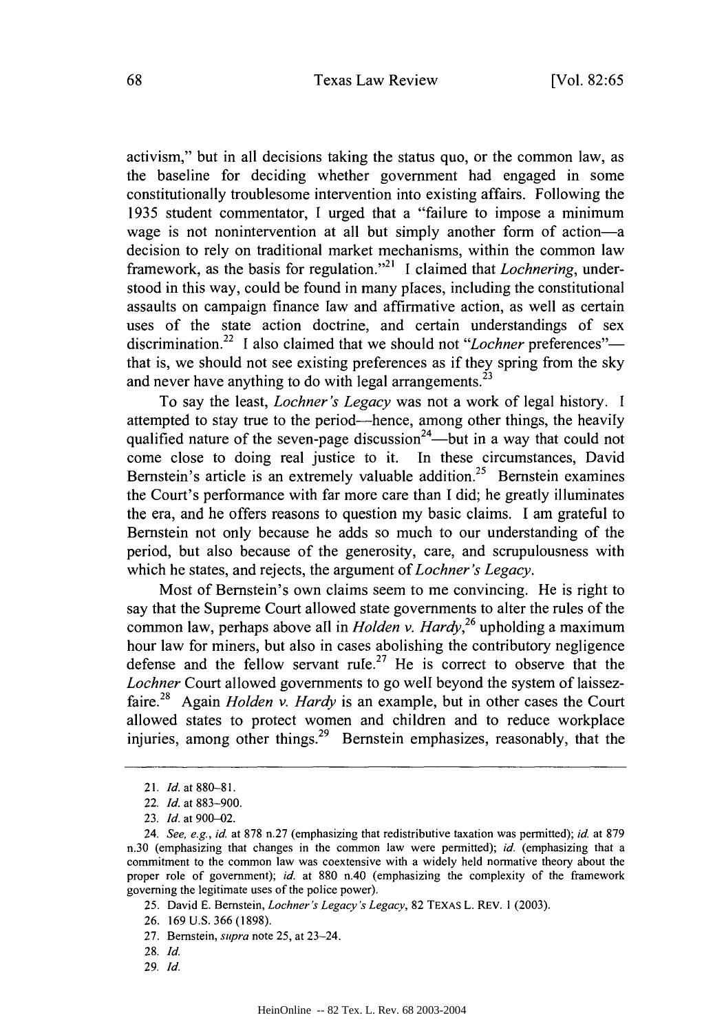activism," but in all decisions taking the status quo, or the common law, as the baseline for deciding whether government had engaged in some constitutionally troublesome intervention into existing affairs. Following the 1935 student commentator, I urged that a "failure to impose a minimum wage is not nonintervention at all but simply another form of action—a decision to rely on traditional market mechanisms, within the common law framework, as the basis for regulation."[21] I claimed that *Lochnering*, understood in this way, could be found in many places, including the constitutional assaults on campaign finance law and affirmative action, as well as certain uses of the state action doctrine, and certain understandings of sex discrimination.[22] I also claimed that we should not "*Lochner* preferences"—that is, we should not see existing preferences as if they spring from the sky and never have anything to do with legal arrangements.[23]

To say the least, *Lochner's Legacy* was not a work of legal history. I attempted to stay true to the period—hence, among other things, the heavily qualified nature of the seven-page discussion[24]—but in a way that could not come close to doing real justice to it. In these circumstances, David Bernstein's article is an extremely valuable addition.[25] Bernstein examines the Court's performance with far more care than I did; he greatly illuminates the era, and he offers reasons to question my basic claims. I am grateful to Bernstein not only because he adds so much to our understanding of the period, but also because of the generosity, care, and scrupulousness with which he states, and rejects, the argument of *Lochner's Legacy*.

Most of Bernstein's own claims seem to me convincing. He is right to say that the Supreme Court allowed state governments to alter the rules of the common law, perhaps above all in *Holden v. Hardy*,[26] upholding a maximum hour law for miners, but also in cases abolishing the contributory negligence defense and the fellow servant rule.[27] He is correct to observe that the *Lochner* Court allowed governments to go well beyond the system of laissez-faire.[28] Again *Holden v. Hardy* is an example, but in other cases the Court allowed states to protect women and children and to reduce workplace injuries, among other things.[29] Bernstein emphasizes, reasonably, that the

---

21. *Id.* at 880–81.

22. *Id.* at 883–900.

23. *Id.* at 900–02.

24. *See, e.g.*, *id.* at 878 n.27 (emphasizing that redistributive taxation was permitted); *id.* at 879 n.30 (emphasizing that changes in the common law were permitted); *id.* (emphasizing that a commitment to the common law was coextensive with a widely held normative theory about the proper role of government); *id.* at 880 n.40 (emphasizing the complexity of the framework governing the legitimate uses of the police power).

25. David E. Bernstein, *Lochner's Legacy's Legacy*, 82 TEXAS L. REV. 1 (2003).

26. 169 U.S. 366 (1898).

27. Bernstein, *supra* note 25, at 23–24.

28. *Id.*

29. *Id.*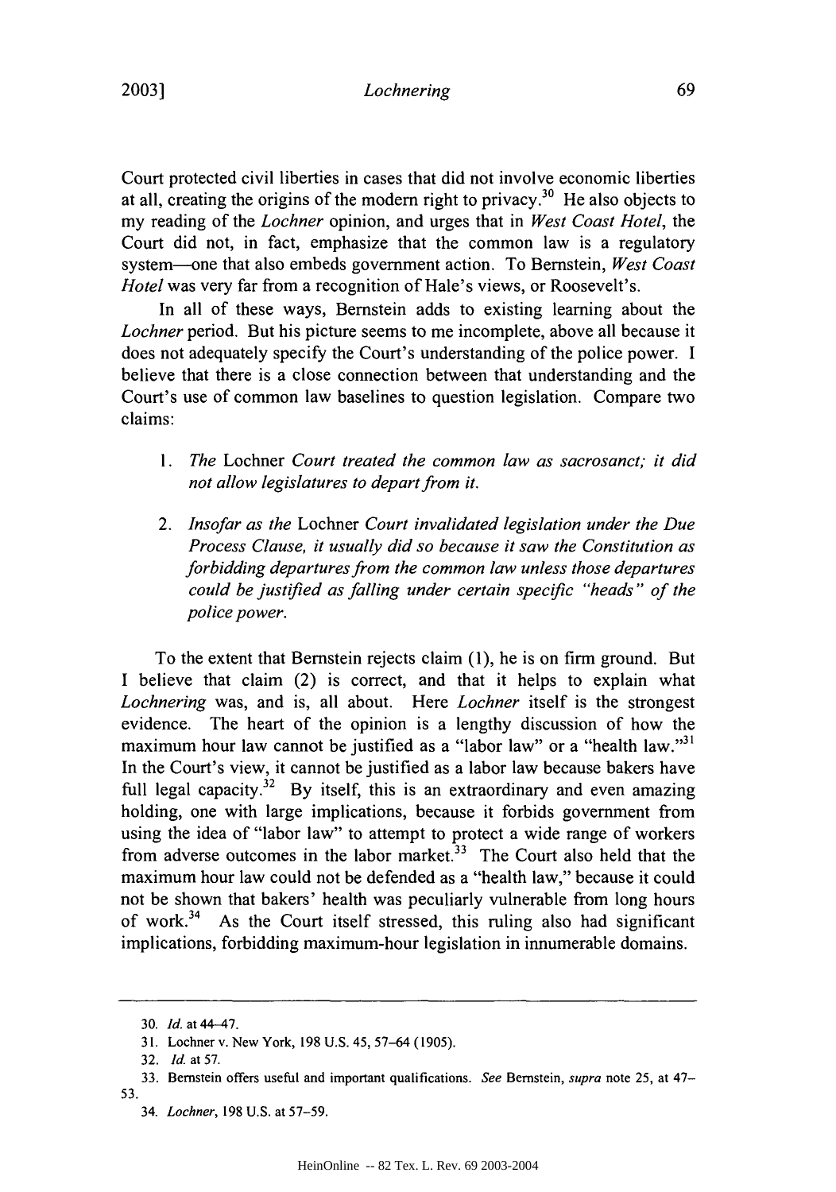Court protected civil liberties in cases that did not involve economic liberties at all, creating the origins of the modern right to privacy.[30] He also objects to my reading of the *Lochner* opinion, and urges that in *West Coast Hotel*, the Court did not, in fact, emphasize that the common law is a regulatory system—one that also embeds government action. To Bernstein, *West Coast Hotel* was very far from a recognition of Hale's views, or Roosevelt's.

In all of these ways, Bernstein adds to existing learning about the *Lochner* period. But his picture seems to me incomplete, above all because it does not adequately specify the Court's understanding of the police power. I believe that there is a close connection between that understanding and the Court's use of common law baselines to question legislation. Compare two claims:

1. *The* Lochner *Court treated the common law as sacrosanct; it did not allow legislatures to depart from it.*

2. *Insofar as the* Lochner *Court invalidated legislation under the Due Process Clause, it usually did so because it saw the Constitution as forbidding departures from the common law unless those departures could be justified as falling under certain specific "heads" of the police power.*

To the extent that Bernstein rejects claim (1), he is on firm ground. But I believe that claim (2) is correct, and that it helps to explain what *Lochnering* was, and is, all about. Here *Lochner* itself is the strongest evidence. The heart of the opinion is a lengthy discussion of how the maximum hour law cannot be justified as a "labor law" or a "health law."[31] In the Court's view, it cannot be justified as a labor law because bakers have full legal capacity.[32] By itself, this is an extraordinary and even amazing holding, one with large implications, because it forbids government from using the idea of "labor law" to attempt to protect a wide range of workers from adverse outcomes in the labor market.[33] The Court also held that the maximum hour law could not be defended as a "health law," because it could not be shown that bakers' health was peculiarly vulnerable from long hours of work.[34] As the Court itself stressed, this ruling also had significant implications, forbidding maximum-hour legislation in innumerable domains.

---

30. *Id.* at 44–47.

31. Lochner v. New York, 198 U.S. 45, 57–64 (1905).

32. *Id.* at 57.

33. Bernstein offers useful and important qualifications. *See* Bernstein, *supra* note 25, at 47–53.

34. *Lochner*, 198 U.S. at 57–59.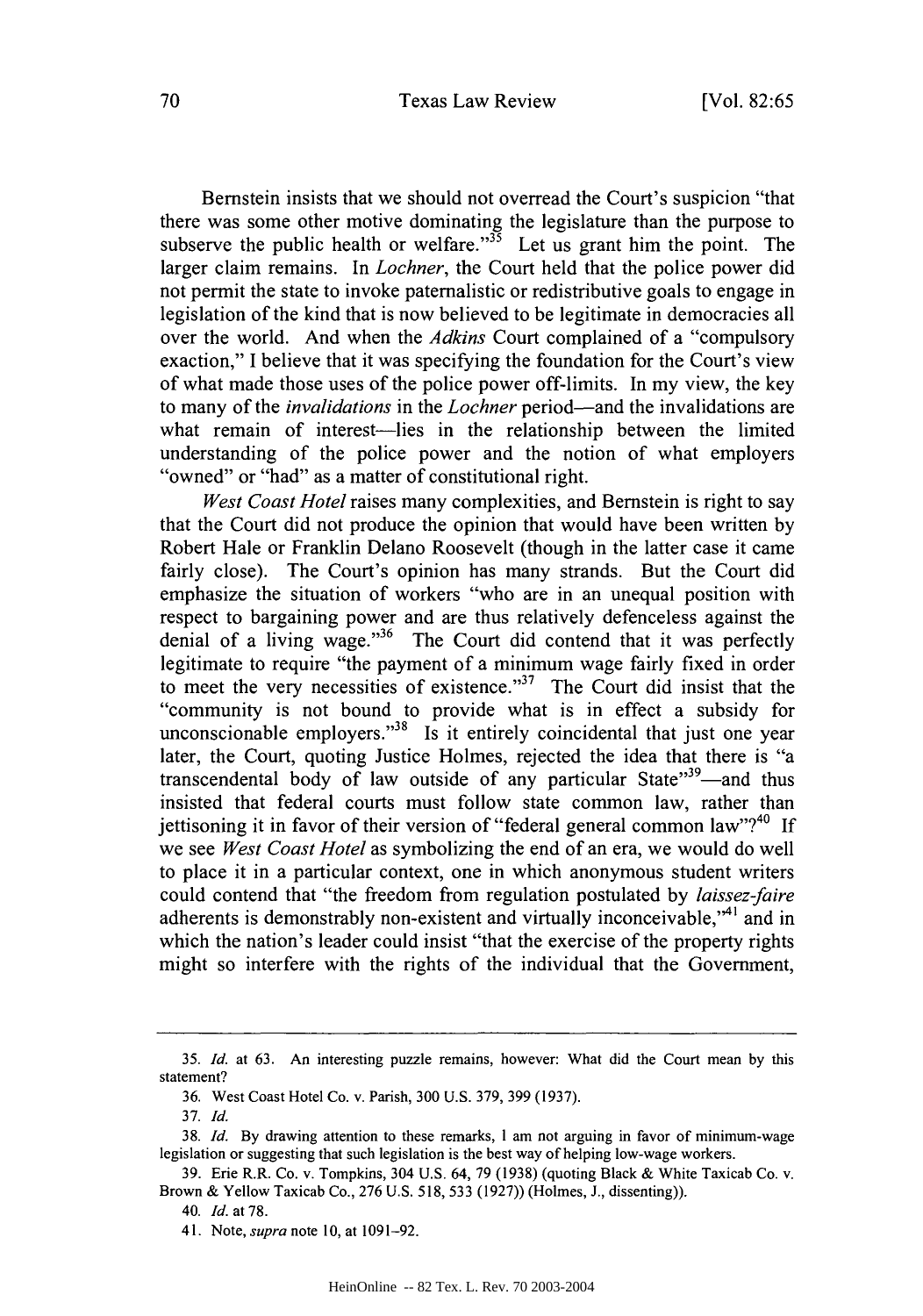Bernstein insists that we should not overread the Court's suspicion "that there was some other motive dominating the legislature than the purpose to subserve the public health or welfare."[35] Let us grant him the point. The larger claim remains. In *Lochner*, the Court held that the police power did not permit the state to invoke paternalistic or redistributive goals to engage in legislation of the kind that is now believed to be legitimate in democracies all over the world. And when the *Adkins* Court complained of a "compulsory exaction," I believe that it was specifying the foundation for the Court's view of what made those uses of the police power off-limits. In my view, the key to many of the *invalidations* in the *Lochner* period—and the invalidations are what remain of interest—lies in the relationship between the limited understanding of the police power and the notion of what employers "owned" or "had" as a matter of constitutional right.

*West Coast Hotel* raises many complexities, and Bernstein is right to say that the Court did not produce the opinion that would have been written by Robert Hale or Franklin Delano Roosevelt (though in the latter case it came fairly close). The Court's opinion has many strands. But the Court did emphasize the situation of workers "who are in an unequal position with respect to bargaining power and are thus relatively defenceless against the denial of a living wage."[36] The Court did contend that it was perfectly legitimate to require "the payment of a minimum wage fairly fixed in order to meet the very necessities of existence."[37] The Court did insist that the "community is not bound to provide what is in effect a subsidy for unconscionable employers."[38] Is it entirely coincidental that just one year later, the Court, quoting Justice Holmes, rejected the idea that there is "a transcendental body of law outside of any particular State"[39]—and thus insisted that federal courts must follow state common law, rather than jettisoning it in favor of their version of "federal general common law"?[40] If we see *West Coast Hotel* as symbolizing the end of an era, we would do well to place it in a particular context, one in which anonymous student writers could contend that "the freedom from regulation postulated by *laissez-faire* adherents is demonstrably non-existent and virtually inconceivable,"[41] and in which the nation's leader could insist "that the exercise of the property rights might so interfere with the rights of the individual that the Government,

---

35. *Id.* at 63. An interesting puzzle remains, however: What did the Court mean by this statement?

36. West Coast Hotel Co. v. Parish, 300 U.S. 379, 399 (1937).

37. *Id.*

38. *Id.* By drawing attention to these remarks, I am not arguing in favor of minimum-wage legislation or suggesting that such legislation is the best way of helping low-wage workers.

39. Erie R.R. Co. v. Tompkins, 304 U.S. 64, 79 (1938) (quoting Black & White Taxicab Co. v. Brown & Yellow Taxicab Co., 276 U.S. 518, 533 (1927)) (Holmes, J., dissenting)).

40. *Id.* at 78.

41. Note, *supra* note 10, at 1091–92.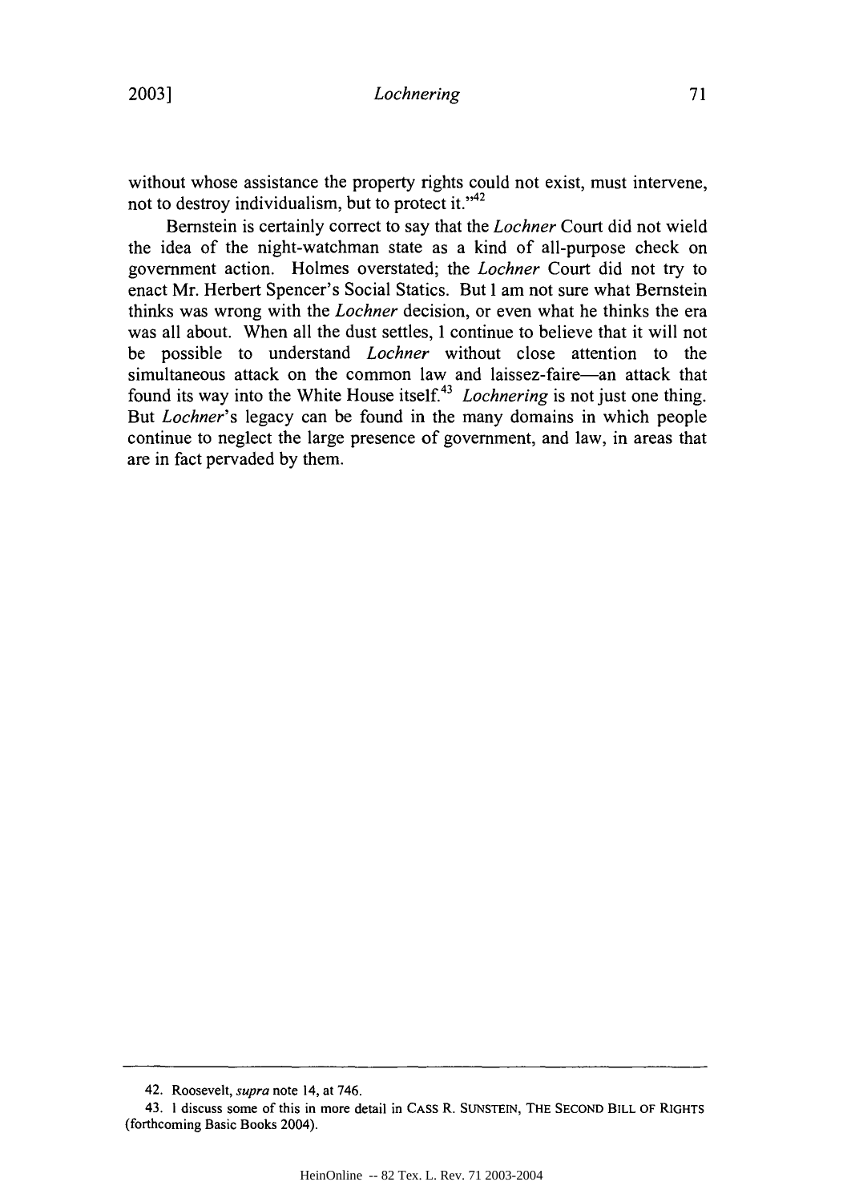without whose assistance the property rights could not exist, must intervene, not to destroy individualism, but to protect it."[42]

Bernstein is certainly correct to say that the *Lochner* Court did not wield the idea of the night-watchman state as a kind of all-purpose check on government action. Holmes overstated; the *Lochner* Court did not try to enact Mr. Herbert Spencer's Social Statics. But I am not sure what Bernstein thinks was wrong with the *Lochner* decision, or even what he thinks the era was all about. When all the dust settles, I continue to believe that it will not be possible to understand *Lochner* without close attention to the simultaneous attack on the common law and laissez-faire—an attack that found its way into the White House itself.[43] *Lochnering* is not just one thing. But *Lochner*'s legacy can be found in the many domains in which people continue to neglect the large presence of government, and law, in areas that are in fact pervaded by them.

---

42. Roosevelt, *supra* note 14, at 746.

43. I discuss some of this in more detail in CASS R. SUNSTEIN, THE SECOND BILL OF RIGHTS (forthcoming Basic Books 2004).